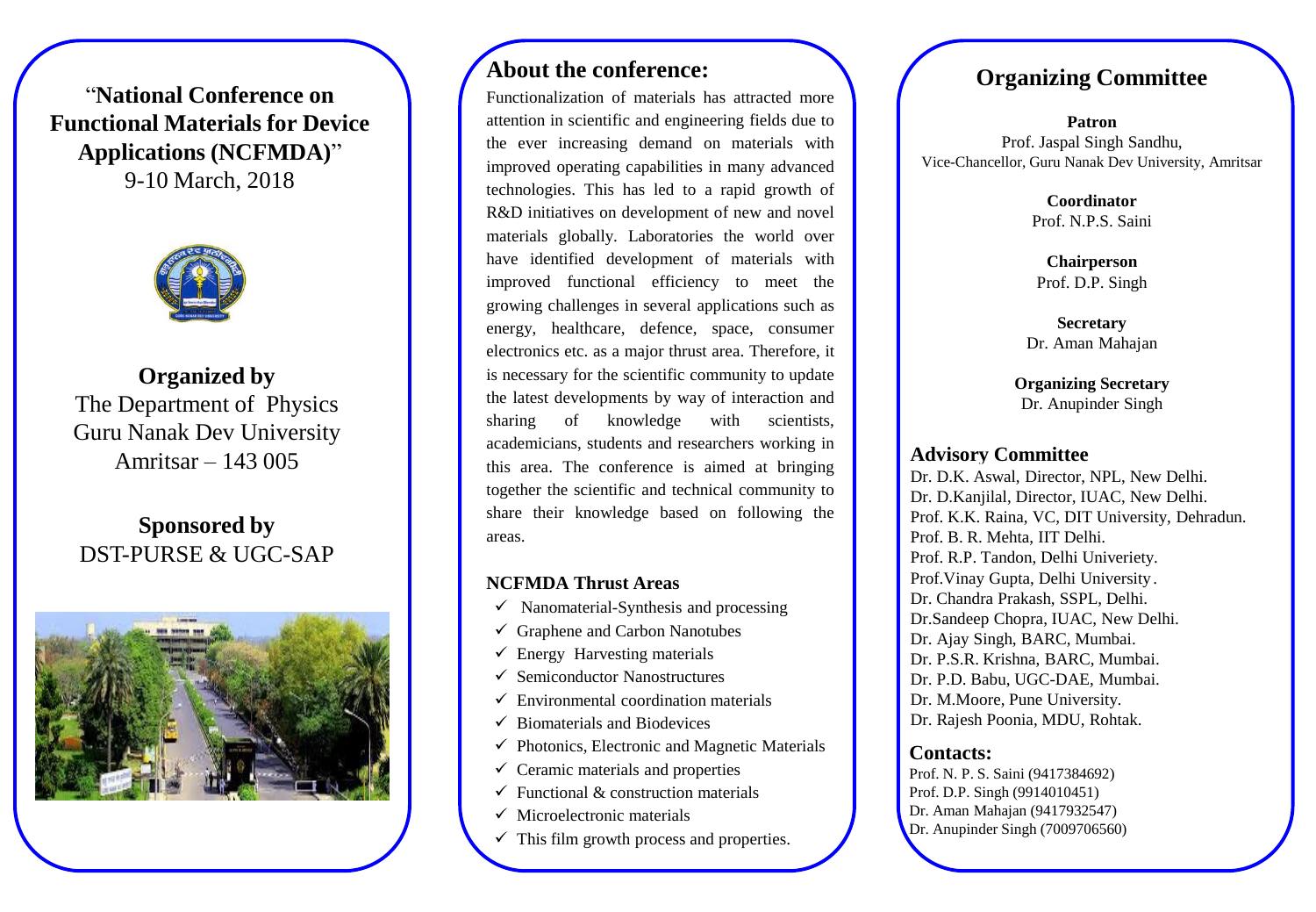# "National Conference on Functional Materials for Device Applications (NCFMDA)"

9-10 March, 2018

## Organized by

The Department of Physics
Guru Nanak Dev University
Amritsar – 143 005

## Sponsored by

DST-PURSE & UGC-SAP

## About the conference:

Functionalization of materials has attracted more attention in scientific and engineering fields due to the ever increasing demand on materials with improved operating capabilities in many advanced technologies. This has led to a rapid growth of R&D initiatives on development of new and novel materials globally. Laboratories the world over have identified development of materials with improved functional efficiency to meet the growing challenges in several applications such as energy, healthcare, defence, space, consumer electronics etc. as a major thrust area. Therefore, it is necessary for the scientific community to update the latest developments by way of interaction and sharing of knowledge with scientists, academicians, students and researchers working in this area. The conference is aimed at bringing together the scientific and technical community to share their knowledge based on following the areas.

### NCFMDA Thrust Areas

- ✓ Nanomaterial-Synthesis and processing
- ✓ Graphene and Carbon Nanotubes
- ✓ Energy Harvesting materials
- ✓ Semiconductor Nanostructures
- ✓ Environmental coordination materials
- ✓ Biomaterials and Biodevices
- ✓ Photonics, Electronic and Magnetic Materials
- ✓ Ceramic materials and properties
- ✓ Functional & construction materials
- ✓ Microelectronic materials
- ✓ This film growth process and properties.

## Organizing Committee

**Patron**
Prof. Jaspal Singh Sandhu,
Vice-Chancellor, Guru Nanak Dev University, Amritsar

**Coordinator**
Prof. N.P.S. Saini

**Chairperson**
Prof. D.P. Singh

**Secretary**
Dr. Aman Mahajan

**Organizing Secretary**
Dr. Anupinder Singh

### Advisory Committee

Dr. D.K. Aswal, Director, NPL, New Delhi.
Dr. D.Kanjilal, Director, IUAC, New Delhi.
Prof. K.K. Raina, VC, DIT University, Dehradun.
Prof. B. R. Mehta, IIT Delhi.
Prof. R.P. Tandon, Delhi Univeriety.
Prof.Vinay Gupta, Delhi University.
Dr. Chandra Prakash, SSPL, Delhi.
Dr.Sandeep Chopra, IUAC, New Delhi.
Dr. Ajay Singh, BARC, Mumbai.
Dr. P.S.R. Krishna, BARC, Mumbai.
Dr. P.D. Babu, UGC-DAE, Mumbai.
Dr. M.Moore, Pune University.
Dr. Rajesh Poonia, MDU, Rohtak.

### Contacts:

Prof. N. P. S. Saini (9417384692)
Prof. D.P. Singh (9914010451)
Dr. Aman Mahajan (9417932547)
Dr. Anupinder Singh (7009706560)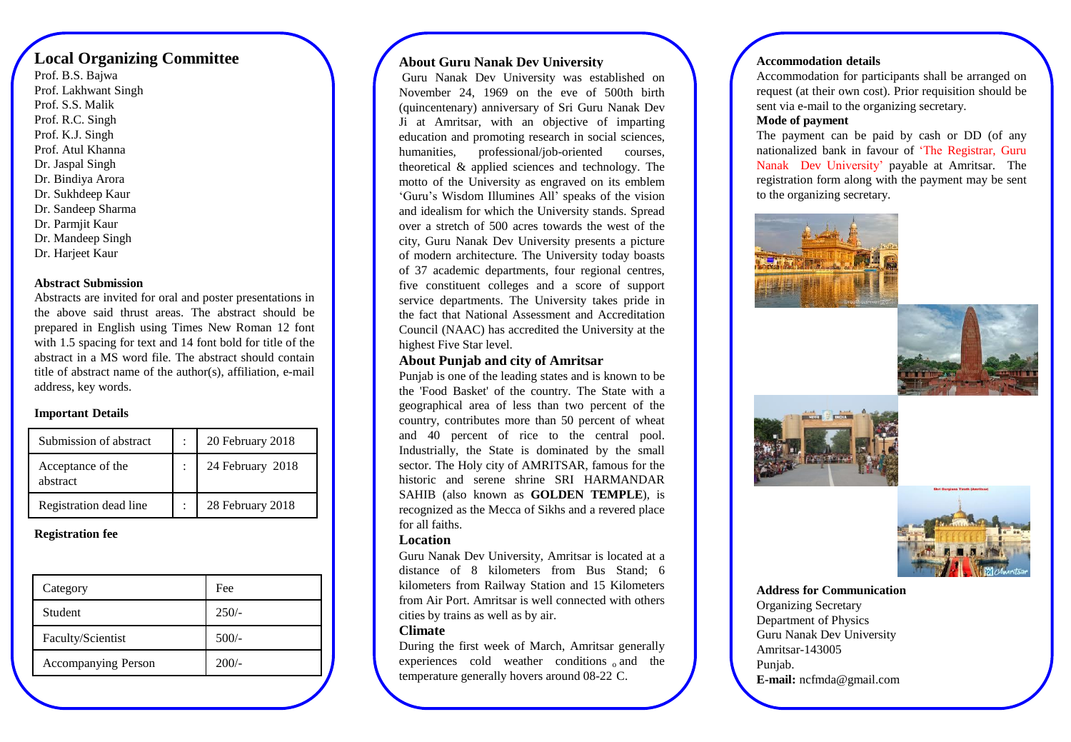## Local Organizing Committee

Prof. B.S. Bajwa
Prof. Lakhwant Singh
Prof. S.S. Malik
Prof. R.C. Singh
Prof. K.J. Singh
Prof. Atul Khanna
Dr. Jaspal Singh
Dr. Bindiya Arora
Dr. Sukhdeep Kaur
Dr. Sandeep Sharma
Dr. Parmjit Kaur
Dr. Mandeep Singh
Dr. Harjeet Kaur

**Abstract Submission**

Abstracts are invited for oral and poster presentations in the above said thrust areas. The abstract should be prepared in English using Times New Roman 12 font with 1.5 spacing for text and 14 font bold for title of the abstract in a MS word file. The abstract should contain title of abstract name of the author(s), affiliation, e-mail address, key words.

**Important Details**

| | | |
|---|---|---|
| Submission of abstract | : | 20 February 2018 |
| Acceptance of the abstract | : | 24 February 2018 |
| Registration dead line | : | 28 February 2018 |

**Registration fee**

| Category | Fee |
|---|---|
| Student | 250/- |
| Faculty/Scientist | 500/- |
| Accompanying Person | 200/- |

**About Guru Nanak Dev University**

Guru Nanak Dev University was established on November 24, 1969 on the eve of 500th birth (quincentenary) anniversary of Sri Guru Nanak Dev Ji at Amritsar, with an objective of imparting education and promoting research in social sciences, humanities, professional/job-oriented courses, theoretical & applied sciences and technology. The motto of the University as engraved on its emblem 'Guru's Wisdom Illumines All' speaks of the vision and idealism for which the University stands. Spread over a stretch of 500 acres towards the west of the city, Guru Nanak Dev University presents a picture of modern architecture. The University today boasts of 37 academic departments, four regional centres, five constituent colleges and a score of support service departments. The University takes pride in the fact that National Assessment and Accreditation Council (NAAC) has accredited the University at the highest Five Star level.

**About Punjab and city of Amritsar**

Punjab is one of the leading states and is known to be the 'Food Basket' of the country. The State with a geographical area of less than two percent of the country, contributes more than 50 percent of wheat and 40 percent of rice to the central pool. Industrially, the State is dominated by the small sector. The Holy city of AMRITSAR, famous for the historic and serene shrine SRI HARMANDAR SAHIB (also known as **GOLDEN TEMPLE**), is recognized as the Mecca of Sikhs and a revered place for all faiths.

**Location**

Guru Nanak Dev University, Amritsar is located at a distance of 8 kilometers from Bus Stand; 6 kilometers from Railway Station and 15 Kilometers from Air Port. Amritsar is well connected with others cities by trains as well as by air.

**Climate**

During the first week of March, Amritsar generally experiences cold weather conditions and the temperature generally hovers around 08-22 $^{o}$C.

**Accommodation details**

Accommodation for participants shall be arranged on request (at their own cost). Prior requisition should be sent via e-mail to the organizing secretary.

**Mode of payment**

The payment can be paid by cash or DD (of any nationalized bank in favour of 'The Registrar, Guru Nanak Dev University' payable at Amritsar. The registration form along with the payment may be sent to the organizing secretary.

**Address for Communication**

Organizing Secretary
Department of Physics
Guru Nanak Dev University
Amritsar-143005
Punjab.
**E-mail:** ncfmda@gmail.com